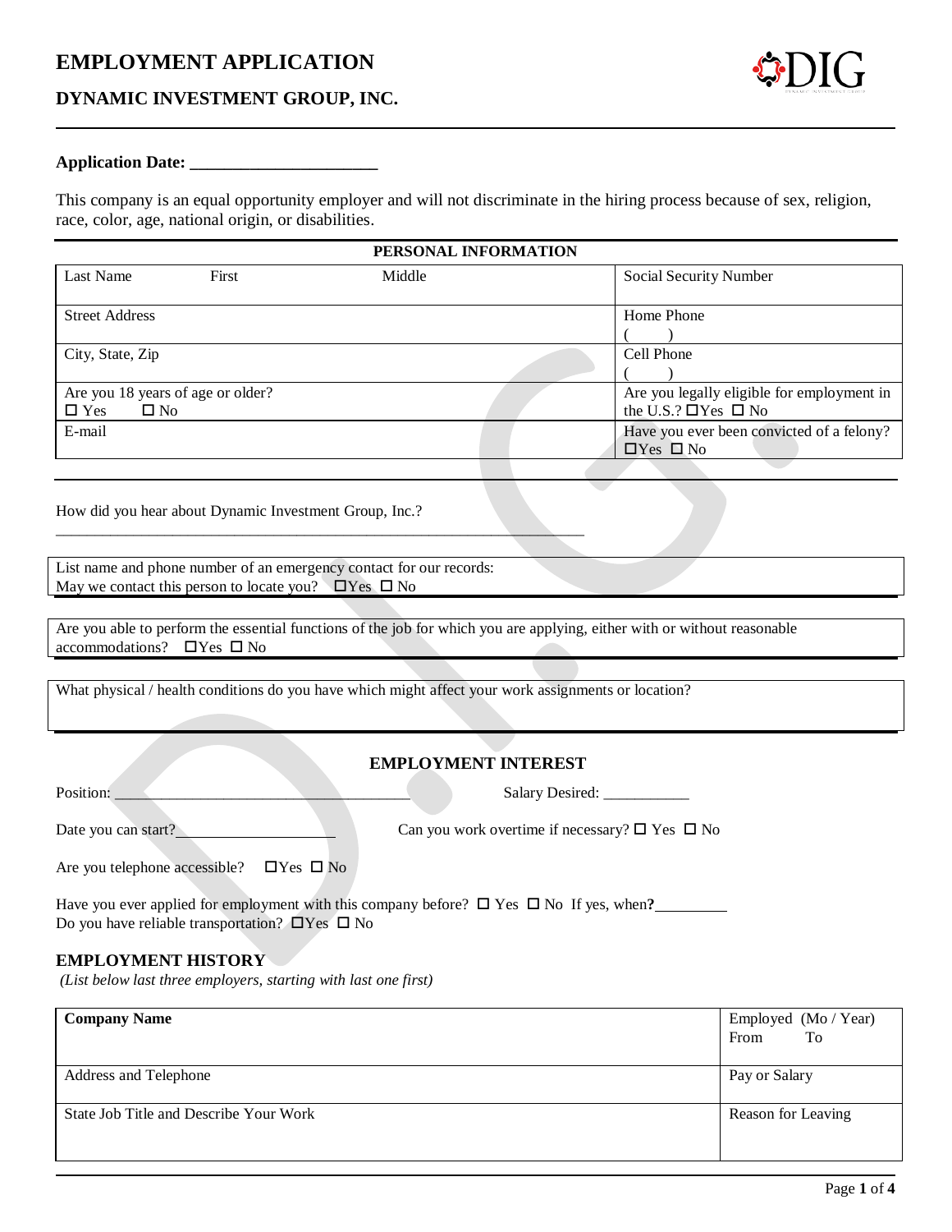# EMPLOYMENT APPLICATION

## DYNAMIC INVESTMENT GROUP, INC.

**Application Date: ______________________**

This company is an equal opportunity employer and will not discriminate in the hiring process because of sex, religion, race, color, age, national origin, or disabilities.

### PERSONAL INFORMATION

| | |
|---|---|
| Last Name First Middle | Social Security Number |
| Street Address | Home Phone<br>( ) |
| City, State, Zip | Cell Phone<br>( ) |
| Are you 18 years of age or older?<br>☐ Yes ☐ No | Are you legally eligible for employment in the U.S.? ☐Yes ☐ No |
| E-mail | Have you ever been convicted of a felony?<br>☐Yes ☐ No |

How did you hear about Dynamic Investment Group, Inc.? ____________________________________________________________________

List name and phone number of an emergency contact for our records:
May we contact this person to locate you? ☐Yes ☐ No

Are you able to perform the essential functions of the job for which you are applying, either with or without reasonable accommodations? ☐Yes ☐ No

What physical / health conditions do you have which might affect your work assignments or location?

### EMPLOYMENT INTEREST

Position: ______________________________________ Salary Desired: ___________

Date you can start? ____________________ Can you work overtime if necessary? ☐ Yes ☐ No

Are you telephone accessible? ☐Yes ☐ No

Have you ever applied for employment with this company before? ☐ Yes ☐ No If yes, when? _________
Do you have reliable transportation? ☐Yes ☐ No

### EMPLOYMENT HISTORY

*(List below last three employers, starting with last one first)*

| | |
|---|---|
| **Company Name** | Employed (Mo / Year)<br>From To |
| Address and Telephone | Pay or Salary |
| State Job Title and Describe Your Work | Reason for Leaving |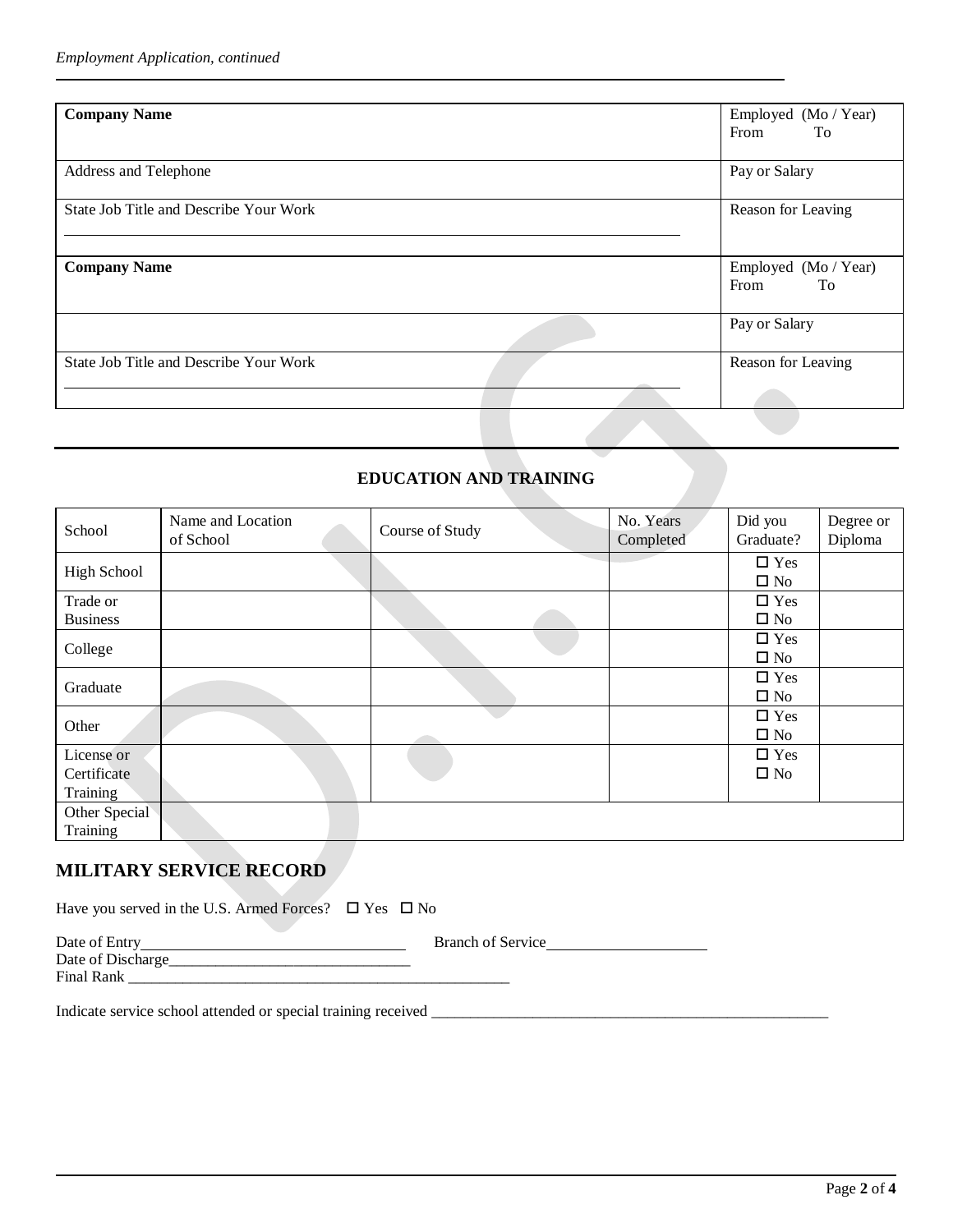| **Company Name** | Employed (Mo / Year) From To |
|---|---|
| Address and Telephone | Pay or Salary |
| State Job Title and Describe Your Work | Reason for Leaving |
| **Company Name** | Employed (Mo / Year) From To |
| | Pay or Salary |
| State Job Title and Describe Your Work | Reason for Leaving |

## EDUCATION AND TRAINING

| School | Name and Location of School | Course of Study | No. Years Completed | Did you Graduate? | Degree or Diploma |
|---|---|---|---|---|---|
| High School | | | | ☐ Yes ☐ No | |
| Trade or Business | | | | ☐ Yes ☐ No | |
| College | | | | ☐ Yes ☐ No | |
| Graduate | | | | ☐ Yes ☐ No | |
| Other | | | | ☐ Yes ☐ No | |
| License or Certificate Training | | | | ☐ Yes ☐ No | |
| Other Special Training | | | | | |

## MILITARY SERVICE RECORD

Have you served in the U.S. Armed Forces? ☐ Yes ☐ No

Date of Entry__________________________ Branch of Service____________________

Date of Discharge_______________________________

Final Rank ____________________________________________________

Indicate service school attended or special training received ______________________________________________________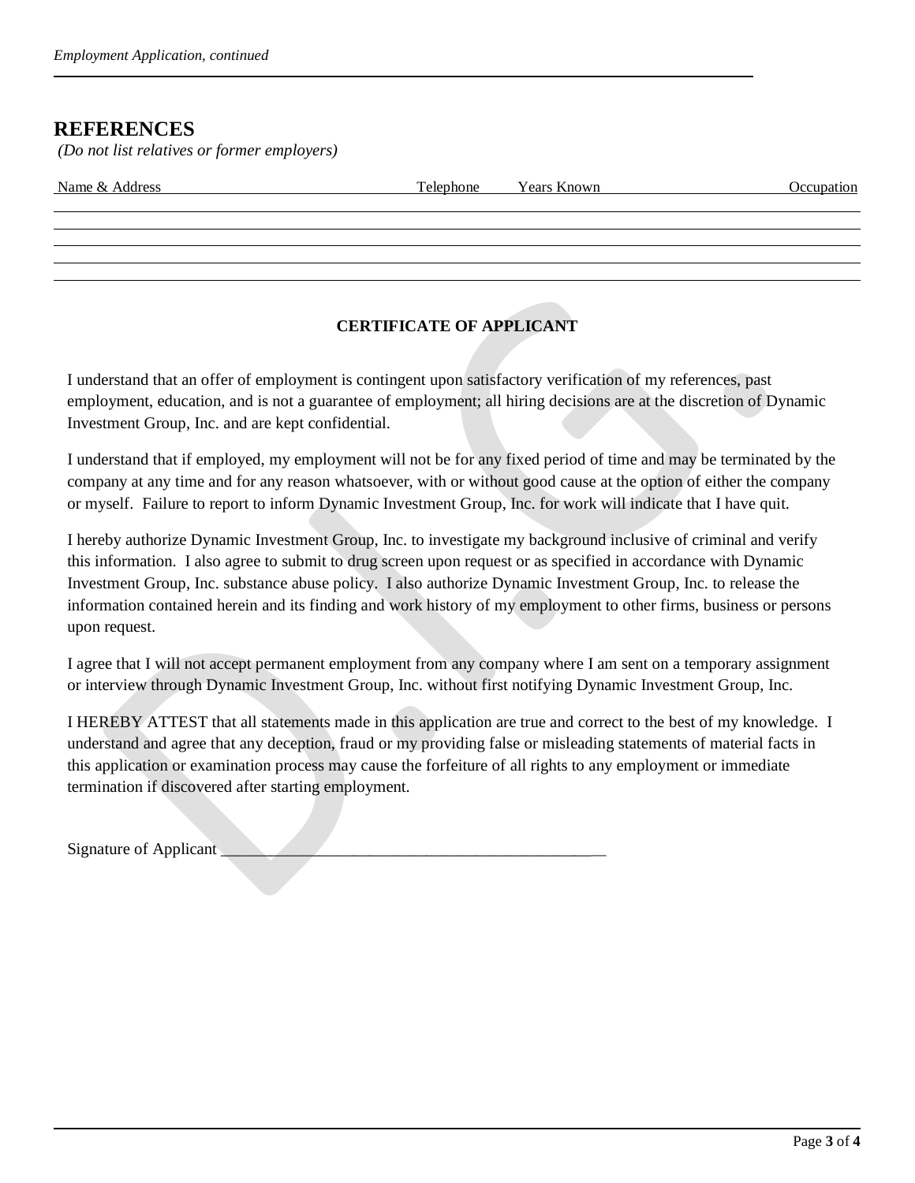## REFERENCES

*(Do not list relatives or former employers)*

| Name & Address | Telephone | Years Known | Occupation |
| --- | --- | --- | --- |
| | | | |
| | | | |
| | | | |
| | | | |

**CERTIFICATE OF APPLICANT**

I understand that an offer of employment is contingent upon satisfactory verification of my references, past employment, education, and is not a guarantee of employment; all hiring decisions are at the discretion of Dynamic Investment Group, Inc. and are kept confidential.

I understand that if employed, my employment will not be for any fixed period of time and may be terminated by the company at any time and for any reason whatsoever, with or without good cause at the option of either the company or myself. Failure to report to inform Dynamic Investment Group, Inc. for work will indicate that I have quit.

I hereby authorize Dynamic Investment Group, Inc. to investigate my background inclusive of criminal and verify this information. I also agree to submit to drug screen upon request or as specified in accordance with Dynamic Investment Group, Inc. substance abuse policy. I also authorize Dynamic Investment Group, Inc. to release the information contained herein and its finding and work history of my employment to other firms, business or persons upon request.

I agree that I will not accept permanent employment from any company where I am sent on a temporary assignment or interview through Dynamic Investment Group, Inc. without first notifying Dynamic Investment Group, Inc.

I HEREBY ATTEST that all statements made in this application are true and correct to the best of my knowledge. I understand and agree that any deception, fraud or my providing false or misleading statements of material facts in this application or examination process may cause the forfeiture of all rights to any employment or immediate termination if discovered after starting employment.

Signature of Applicant ___________________________________________________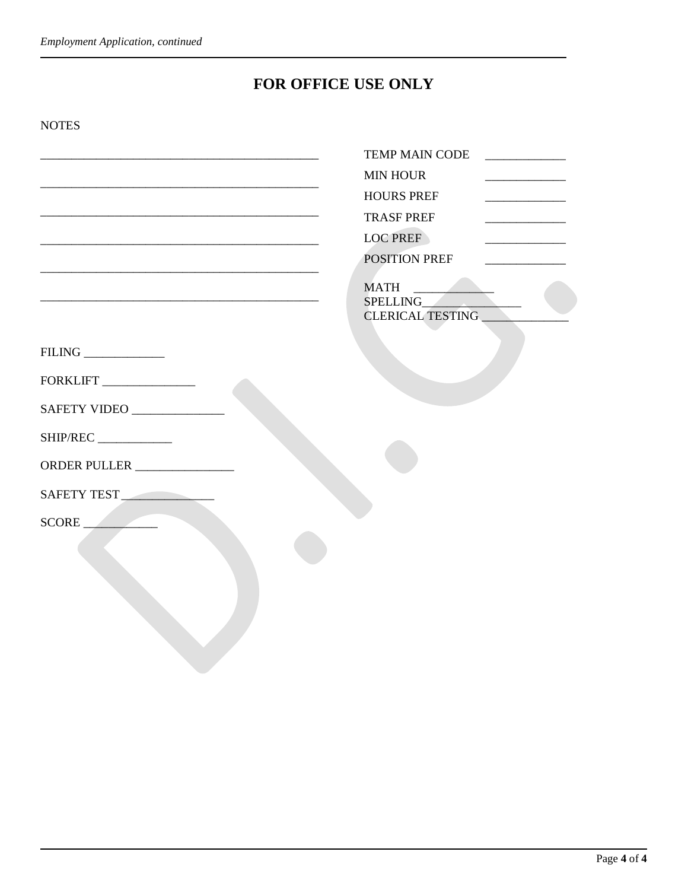# FOR OFFICE USE ONLY

NOTES

_______________________________________________

_______________________________________________

_______________________________________________

_______________________________________________

_______________________________________________

_______________________________________________

TEMP MAIN CODE _____________

MIN HOUR _____________

HOURS PREF _____________

TRASF PREF _____________

LOC PREF _____________

POSITION PREF _____________

MATH _____________

SPELLING________________

CLERICAL TESTING ______________

FILING _____________

FORKLIFT _______________

SAFETY VIDEO _______________

SHIP/REC ____________

ORDER PULLER ________________

SAFETY TEST _______________

SCORE ____________